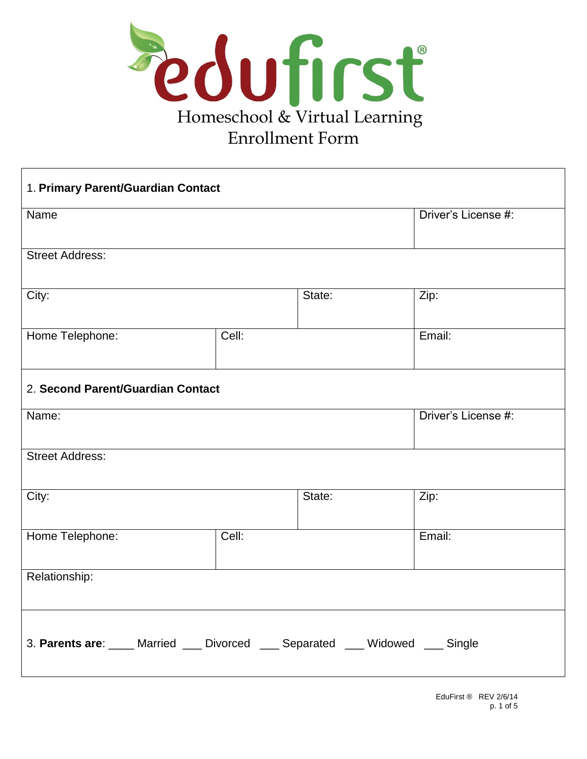# edufirst®

## Homeschool & Virtual Learning
## Enrollment Form

| 1. **Primary Parent/Guardian Contact** | | | |
|---|---|---|---|
| Name | | | Driver's License #: |
| Street Address: | | | |
| City: | | State: | Zip: |
| Home Telephone: | Cell: | | Email: |
| 2. **Second Parent/Guardian Contact** | | | |
| Name: | | | Driver's License #: |
| Street Address: | | | |
| City: | | State: | Zip: |
| Home Telephone: | Cell: | | Email: |
| Relationship: | | | |
| 3. **Parents are**: ____ Married ___ Divorced ___ Separated ___ Widowed ___ Single | | | |

EduFirst ® REV 2/6/14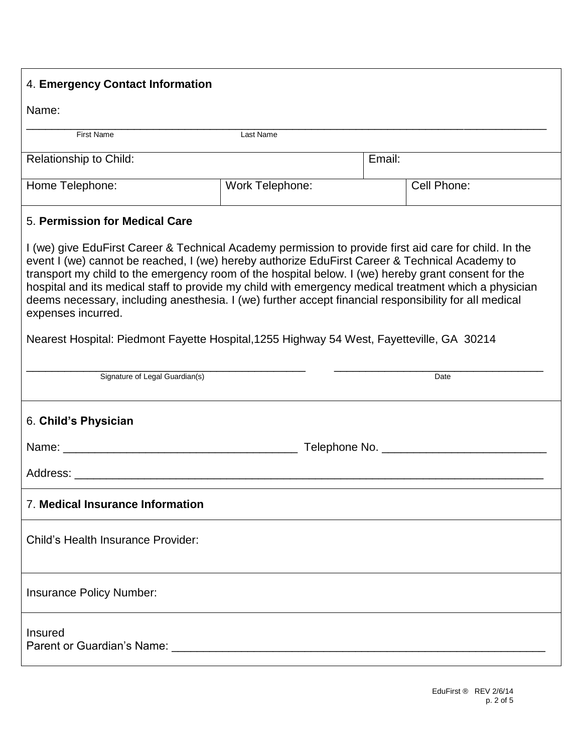4. **Emergency Contact Information**

Name:

_______________________________________________________________________________

First Name Last Name

| Relationship to Child: | | Email: |
|---|---|---|

| Home Telephone: | Work Telephone: | Cell Phone: |
|---|---|---|

5. **Permission for Medical Care**

I (we) give EduFirst Career & Technical Academy permission to provide first aid care for child. In the event I (we) cannot be reached, I (we) hereby authorize EduFirst Career & Technical Academy to transport my child to the emergency room of the hospital below. I (we) hereby grant consent for the hospital and its medical staff to provide my child with emergency medical treatment which a physician deems necessary, including anesthesia. I (we) further accept financial responsibility for all medical expenses incurred.

Nearest Hospital: Piedmont Fayette Hospital,1255 Highway 54 West, Fayetteville, GA 30214

_____________________________________________ ________________________________

Signature of Legal Guardian(s) Date

6. **Child's Physician**

Name: ____________________________________ Telephone No. _________________________

Address: ___________________________________________________________________________

7. **Medical Insurance Information**

Child's Health Insurance Provider:

Insurance Policy Number:

Insured
Parent or Guardian's Name: ___________________________________________________________

EduFirst ® REV 2/6/14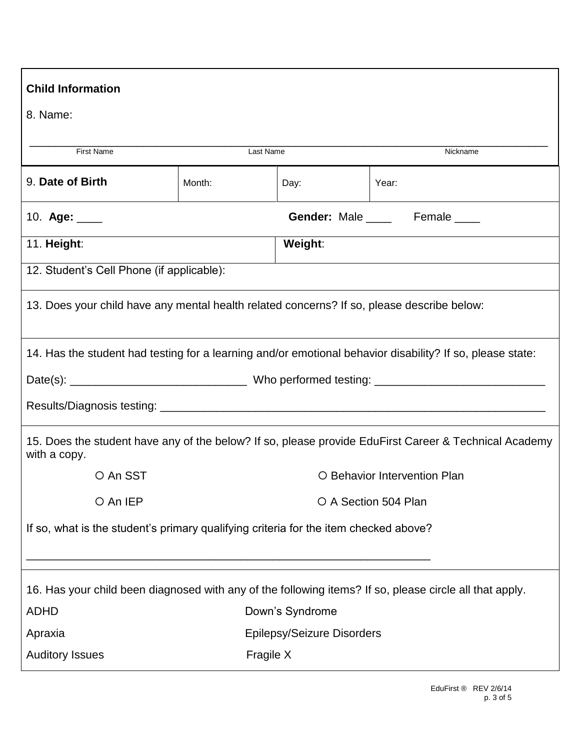**Child Information**

8. Name:

\_\_\_\_\_\_\_\_\_\_\_\_\_\_\_\_\_\_\_\_\_\_\_\_\_\_\_\_\_\_\_\_\_\_\_\_\_\_\_\_\_\_\_\_\_\_\_\_\_\_\_\_\_\_\_\_\_\_\_\_\_\_\_\_\_\_\_\_\_\_\_\_\_\_\_\_

First Name Last Name Nickname

| 9. **Date of Birth** | Month: | Day: | Year: |
|---|---|---|---|

10. **Age:** ____ **Gender:** Male ____ Female ____

11. **Height**: **Weight**:

12. Student's Cell Phone (if applicable):

13. Does your child have any mental health related concerns? If so, please describe below:

14. Has the student had testing for a learning and/or emotional behavior disability? If so, please state:

Date(s): ____________________________ Who performed testing: ___________________________

Results/Diagnosis testing: ______________________________________________________________

15. Does the student have any of the below? If so, please provide EduFirst Career & Technical Academy with a copy.

- ○ An SST
- ○ Behavior Intervention Plan
- ○ An IEP
- ○ A Section 504 Plan

If so, what is the student's primary qualifying criteria for the item checked above?

_________________________________________________________________

16. Has your child been diagnosed with any of the following items? If so, please circle all that apply.

- ADHD
- Apraxia
- Auditory Issues
- Down's Syndrome
- Epilepsy/Seizure Disorders
- Fragile X

EduFirst ® REV 2/6/14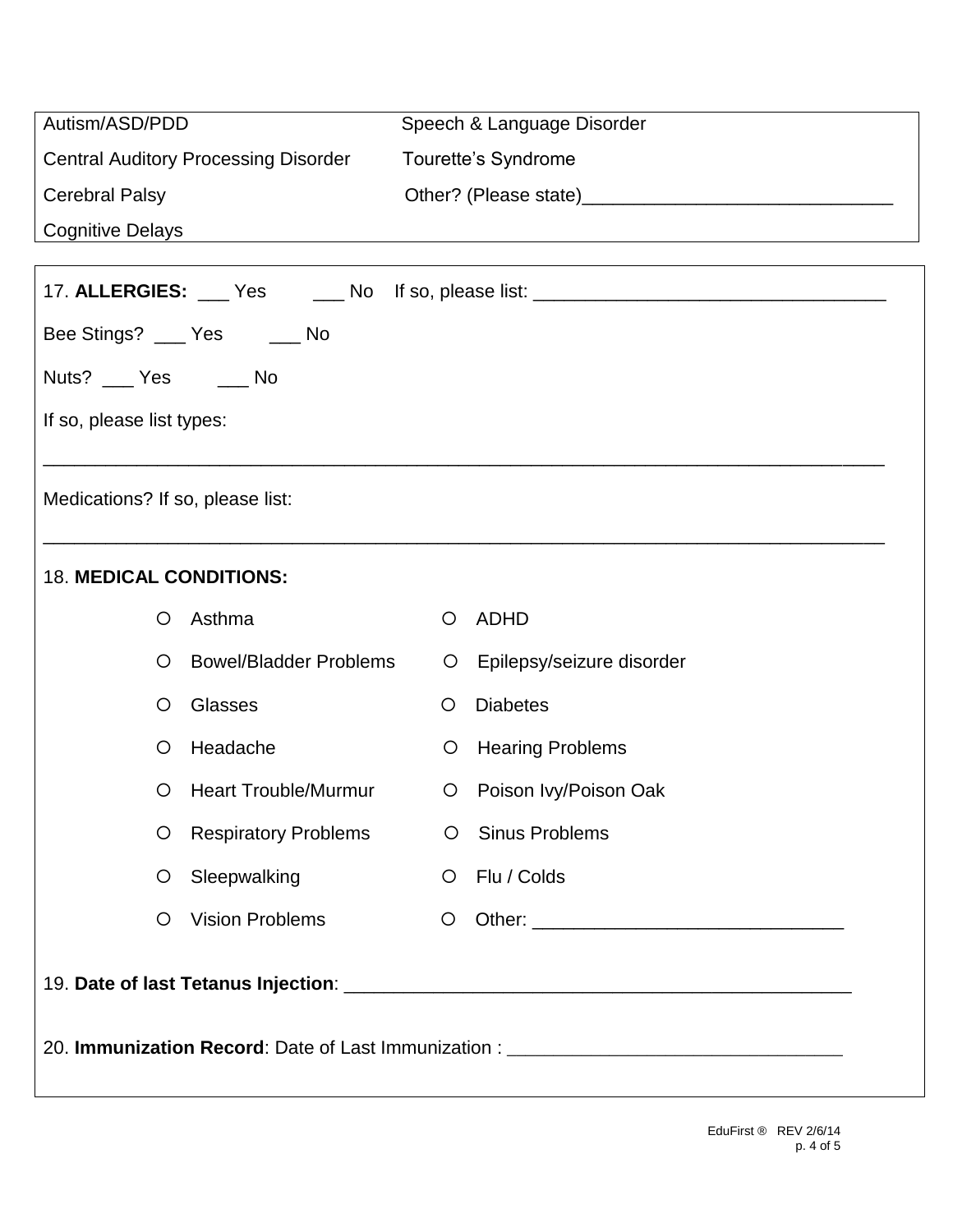| | |
|---|---|
| Autism/ASD/PDD | Speech & Language Disorder |
| Central Auditory Processing Disorder | Tourette's Syndrome |
| Cerebral Palsy | Other? (Please state)______________________________ |
| Cognitive Delays | |

17. **ALLERGIES:** ___ Yes ___ No If so, please list: ___________________________________

Bee Stings? ___ Yes ___ No

Nuts? ___ Yes ___ No

If so, please list types:

___________________________________________________________________________________

Medications? If so, please list:

___________________________________________________________________________________

18. **MEDICAL CONDITIONS:**

- ○ Asthma
- ○ ADHD
- ○ Bowel/Bladder Problems
- ○ Epilepsy/seizure disorder
- ○ Glasses
- ○ Diabetes
- ○ Headache
- ○ Hearing Problems
- ○ Heart Trouble/Murmur
- ○ Poison Ivy/Poison Oak
- ○ Respiratory Problems
- ○ Sinus Problems
- ○ Sleepwalking
- ○ Flu / Colds
- ○ Vision Problems
- ○ Other: ______________________________

19. **Date of last Tetanus Injection**: __________________________________________________

20. **Immunization Record**: Date of Last Immunization : _________________________________

EduFirst ® REV 2/6/14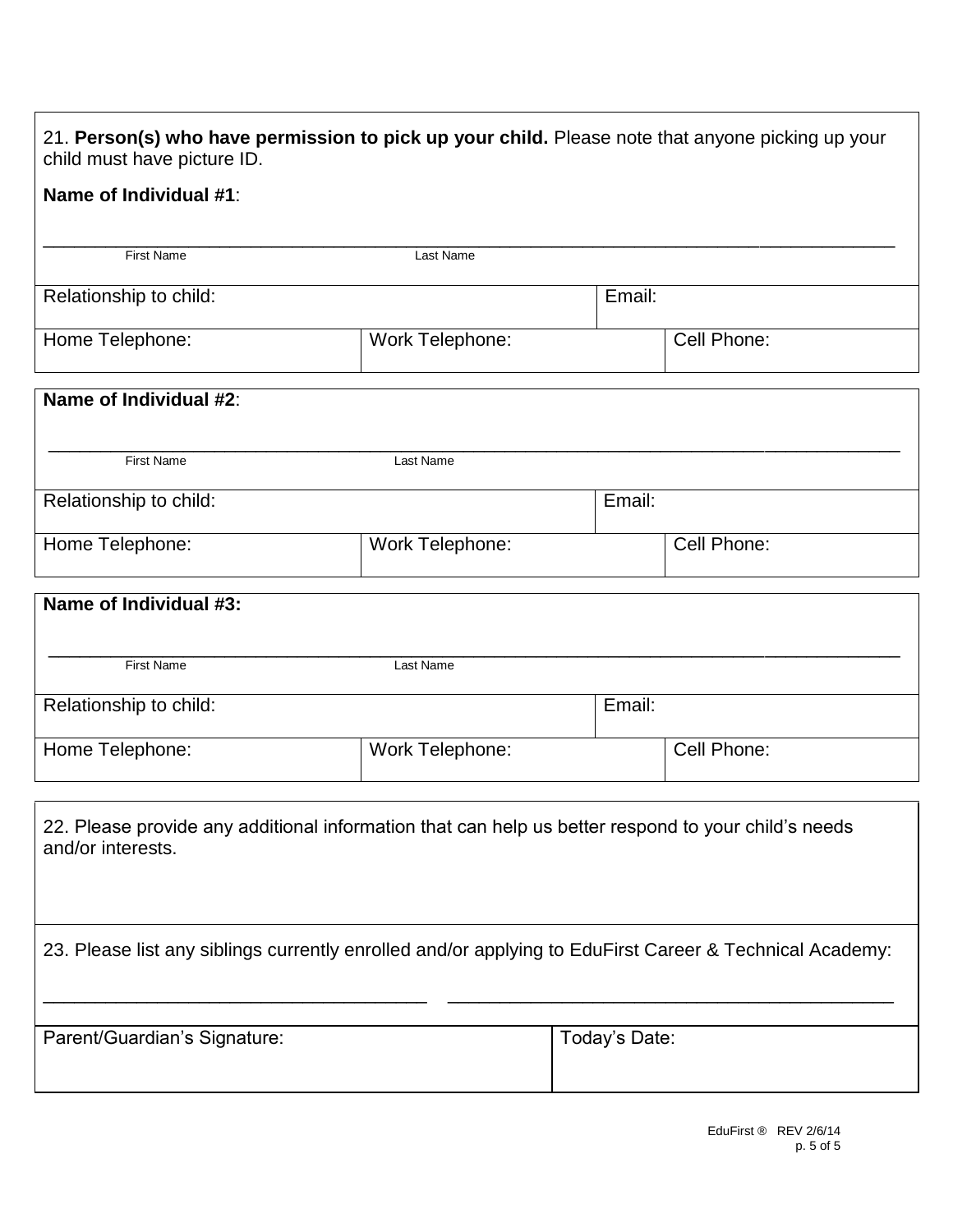21. **Person(s) who have permission to pick up your child.** Please note that anyone picking up your child must have picture ID.

**Name of Individual #1**:

_______________________________________________________________________________

First Name Last Name

| | | |
|---|---|---|
| Relationship to child: | | Email: |
| Home Telephone: | Work Telephone: | Cell Phone: |

**Name of Individual #2**:

_______________________________________________________________________________

First Name Last Name

| | | |
|---|---|---|
| Relationship to child: | | Email: |
| Home Telephone: | Work Telephone: | Cell Phone: |

**Name of Individual #3:**

_______________________________________________________________________________

First Name Last Name

| | | |
|---|---|---|
| Relationship to child: | | Email: |
| Home Telephone: | Work Telephone: | Cell Phone: |

22. Please provide any additional information that can help us better respond to your child's needs and/or interests.

23. Please list any siblings currently enrolled and/or applying to EduFirst Career & Technical Academy:

____________________________________ ____________________________________

| | |
|---|---|
| Parent/Guardian's Signature: | Today's Date: |

EduFirst ® REV 2/6/14